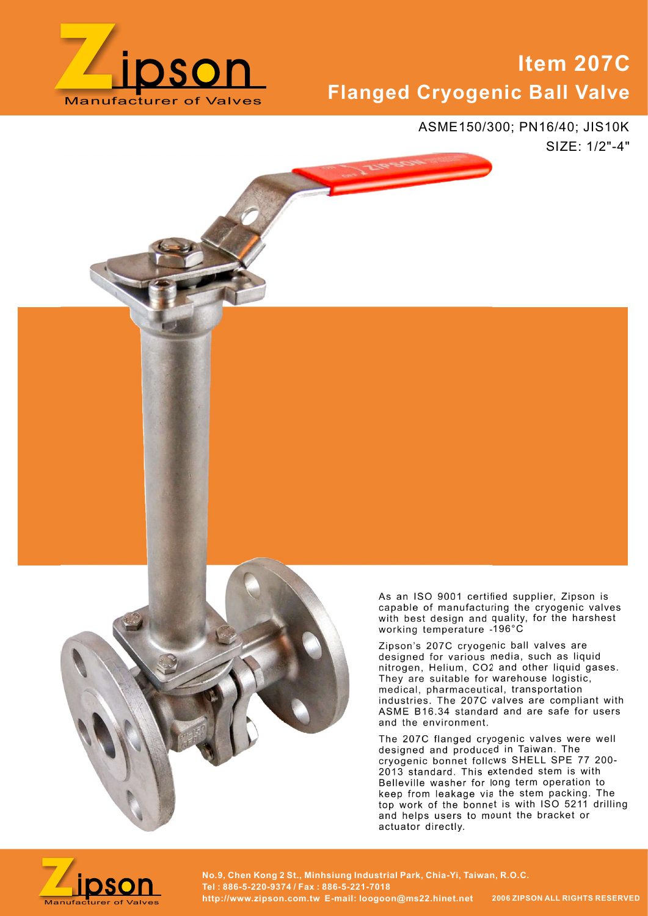# Item 207C

## Flanged Cryogenic Ball Valve

ASME150/300; PN16/40; JIS10K

SIZE: 1/2"-4"

As an ISO 9001 certified supplier, Zipson is capable of manufacturing the cryogenic valves with best design and quality, for the harshest working temperature -196°C

Zipson's 207C cryogenic ball valves are designed for various media, such as liquid nitrogen, Helium, $CO_2$ and other liquid gases. They are suitable for warehouse logistic, medical, pharmaceutical, transportation industries. The 207C valves are compliant with ASME B16.34 standard and are safe for users and the environment.

The 207C flanged cryogenic valves were well designed and produced in Taiwan. The cryogenic bonnet follows SHELL SPE 77 200-2013 standard. This extended stem is with Belleville washer for long term operation to keep from leakage via the stem packing. The top work of the bonnet is with ISO 5211 drilling and helps users to mount the bracket or actuator directly.

No.9, Chen Kong 2 St., Minhsiung Industrial Park, Chia-Yi, Taiwan, R.O.C.
Tel : 886-5-220-9374 / Fax : 886-5-221-7018
http://www.zipson.com.tw E-mail: loogoon@ms22.hinet.net

2006 ZIPSON ALL RIGHTS RESERVED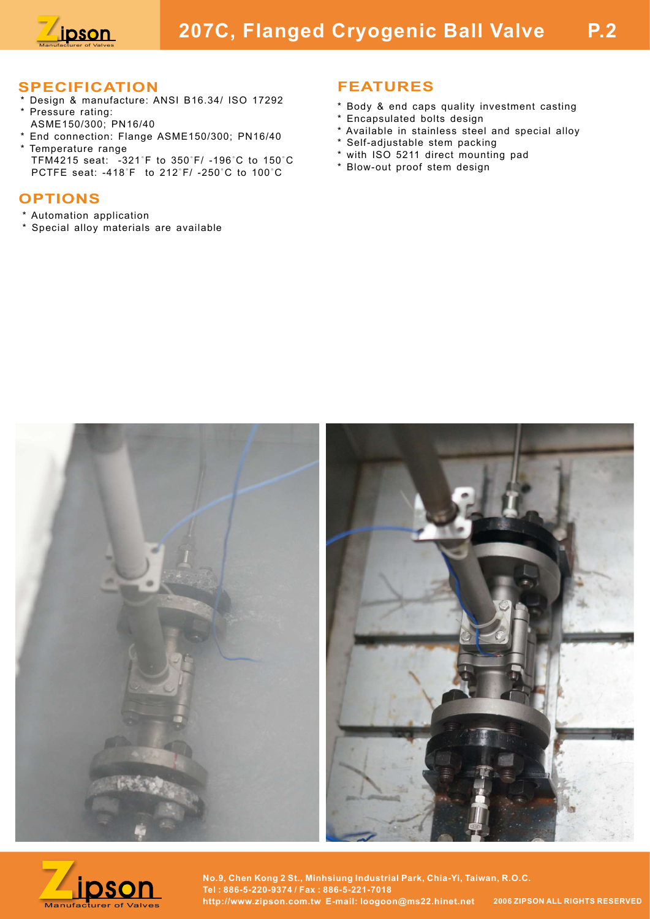# 207C, Flanged Cryogenic Ball Valve

## SPECIFICATION

* Design & manufacture: ANSI B16.34/ ISO 17292
* Pressure rating:
  ASME150/300; PN16/40
* End connection: Flange ASME150/300; PN16/40
* Temperature range
  TFM4215 seat: -321˚F to 350˚F/ -196˚C to 150˚C
  PCTFE seat: -418˚F to 212˚F/ -250˚C to 100˚C

## OPTIONS

* Automation application
* Special alloy materials are available

## FEATURES

* Body & end caps quality investment casting
* Encapsulated bolts design
* Available in stainless steel and special alloy
* Self-adjustable stem packing
* with ISO 5211 direct mounting pad
* Blow-out proof stem design

No.9, Chen Kong 2 St., Minhsiung Industrial Park, Chia-Yi, Taiwan, R.O.C.
Tel : 886-5-220-9374 / Fax : 886-5-221-7018
http://www.zipson.com.tw E-mail: loogoon@ms22.hinet.net 2006 ZIPSON ALL RIGHTS RESERVED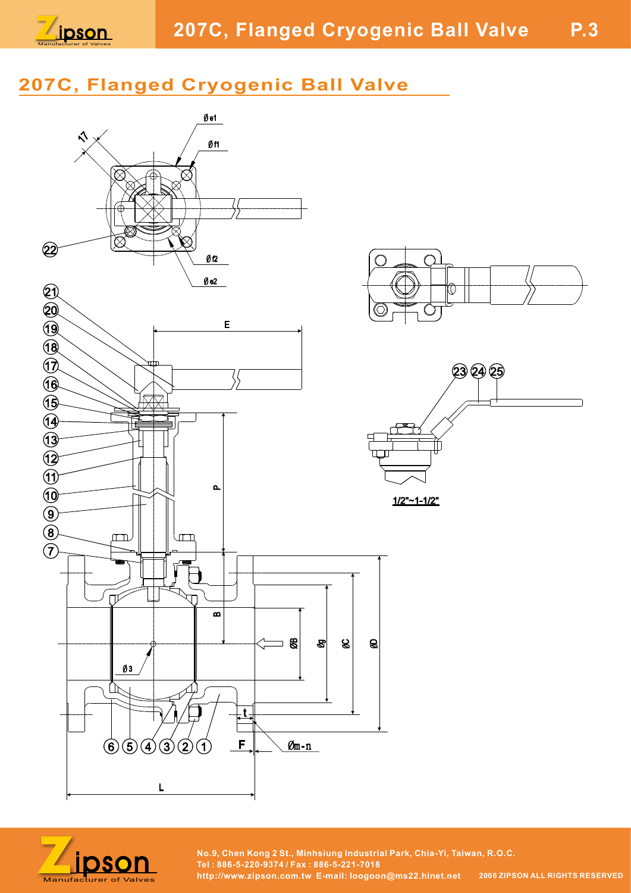## 207C, Flanged Cryogenic Ball Valve

Øe1

Øf1

17

22

Øf2

Øe2

21
20
19
18
17
16
15
14
13
12
11
10
9
8
7

E

P

B

ØB

Øg

ØC

ØD

Ø3

6 5 4 3 2 1

t

F

Øm-n

L

23 24 25

1/2"~1-1/2"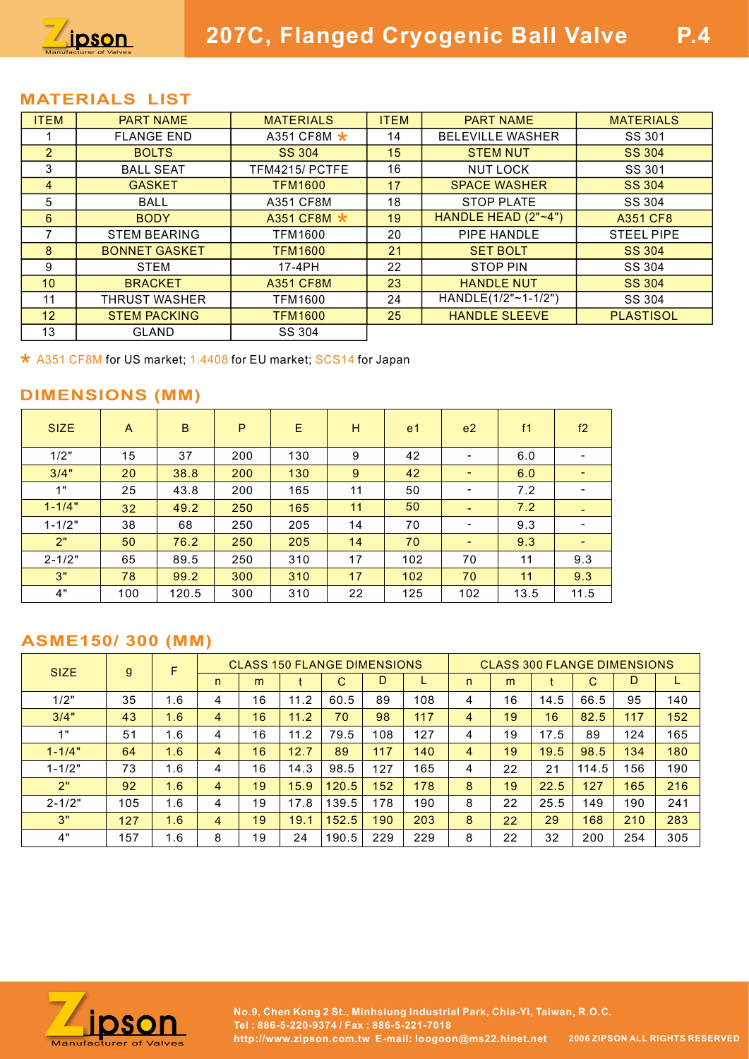# 207C, Flanged Cryogenic Ball Valve

## MATERIALS LIST

| ITEM | PART NAME | MATERIALS | ITEM | PART NAME | MATERIALS |
|---|---|---|---|---|---|
| 1 | FLANGE END | A351 CF8M * | 14 | BELEVILLE WASHER | SS 301 |
| 2 | BOLTS | SS 304 | 15 | STEM NUT | SS 304 |
| 3 | BALL SEAT | TFM4215/ PCTFE | 16 | NUT LOCK | SS 301 |
| 4 | GASKET | TFM1600 | 17 | SPACE WASHER | SS 304 |
| 5 | BALL | A351 CF8M | 18 | STOP PLATE | SS 304 |
| 6 | BODY | A351 CF8M * | 19 | HANDLE HEAD (2"~4") | A351 CF8 |
| 7 | STEM BEARING | TFM1600 | 20 | PIPE HANDLE | STEEL PIPE |
| 8 | BONNET GASKET | TFM1600 | 21 | SET BOLT | SS 304 |
| 9 | STEM | 17-4PH | 22 | STOP PIN | SS 304 |
| 10 | BRACKET | A351 CF8M | 23 | HANDLE NUT | SS 304 |
| 11 | THRUST WASHER | TFM1600 | 24 | HANDLE(1/2"~1-1/2") | SS 304 |
| 12 | STEM PACKING | TFM1600 | 25 | HANDLE SLEEVE | PLASTISOL |
| 13 | GLAND | SS 304 | | | |

* A351 CF8M for US market; 1.4408 for EU market; SCS14 for Japan

## DIMENSIONS (MM)

| SIZE | A | B | P | E | H | e1 | e2 | f1 | f2 |
|---|---|---|---|---|---|---|---|---|---|
| 1/2" | 15 | 37 | 200 | 130 | 9 | 42 | - | 6.0 | - |
| 3/4" | 20 | 38.8 | 200 | 130 | 9 | 42 | - | 6.0 | - |
| 1" | 25 | 43.8 | 200 | 165 | 11 | 50 | - | 7.2 | - |
| 1-1/4" | 32 | 49.2 | 250 | 165 | 11 | 50 | - | 7.2 | - |
| 1-1/2" | 38 | 68 | 250 | 205 | 14 | 70 | - | 9.3 | - |
| 2" | 50 | 76.2 | 250 | 205 | 14 | 70 | - | 9.3 | - |
| 2-1/2" | 65 | 89.5 | 250 | 310 | 17 | 102 | 70 | 11 | 9.3 |
| 3" | 78 | 99.2 | 300 | 310 | 17 | 102 | 70 | 11 | 9.3 |
| 4" | 100 | 120.5 | 300 | 310 | 22 | 125 | 102 | 13.5 | 11.5 |

## ASME150/ 300 (MM)

| SIZE | g | F | CLASS 150 FLANGE DIMENSIONS | | | | | | CLASS 300 FLANGE DIMENSIONS | | | | | |
|---|---|---|---|---|---|---|---|---|---|---|---|---|---|---|
| | | | n | m | t | C | D | L | n | m | t | C | D | L |
| 1/2" | 35 | 1.6 | 4 | 16 | 11.2 | 60.5 | 89 | 108 | 4 | 16 | 14.5 | 66.5 | 95 | 140 |
| 3/4" | 43 | 1.6 | 4 | 16 | 11.2 | 70 | 98 | 117 | 4 | 19 | 16 | 82.5 | 117 | 152 |
| 1" | 51 | 1.6 | 4 | 16 | 11.2 | 79.5 | 108 | 127 | 4 | 19 | 17.5 | 89 | 124 | 165 |
| 1-1/4" | 64 | 1.6 | 4 | 16 | 12.7 | 89 | 117 | 140 | 4 | 19 | 19.5 | 98.5 | 134 | 180 |
| 1-1/2" | 73 | 1.6 | 4 | 16 | 14.3 | 98.5 | 127 | 165 | 4 | 22 | 21 | 114.5 | 156 | 190 |
| 2" | 92 | 1.6 | 4 | 19 | 15.9 | 120.5 | 152 | 178 | 8 | 19 | 22.5 | 127 | 165 | 216 |
| 2-1/2" | 105 | 1.6 | 4 | 19 | 17.8 | 139.5 | 178 | 190 | 8 | 22 | 25.5 | 149 | 190 | 241 |
| 3" | 127 | 1.6 | 4 | 19 | 19.1 | 152.5 | 190 | 203 | 8 | 22 | 29 | 168 | 210 | 283 |
| 4" | 157 | 1.6 | 8 | 19 | 24 | 190.5 | 229 | 229 | 8 | 22 | 32 | 200 | 254 | 305 |

No.9, Chen Kong 2 St., Minhsiung Industrial Park, Chia-Yi, Taiwan, R.O.C.
Tel : 886-5-220-9374 / Fax : 886-5-221-7018
http://www.zipson.com.tw E-mail: loogoon@ms22.hinet.net 2006 ZIPSON ALL RIGHTS RESERVED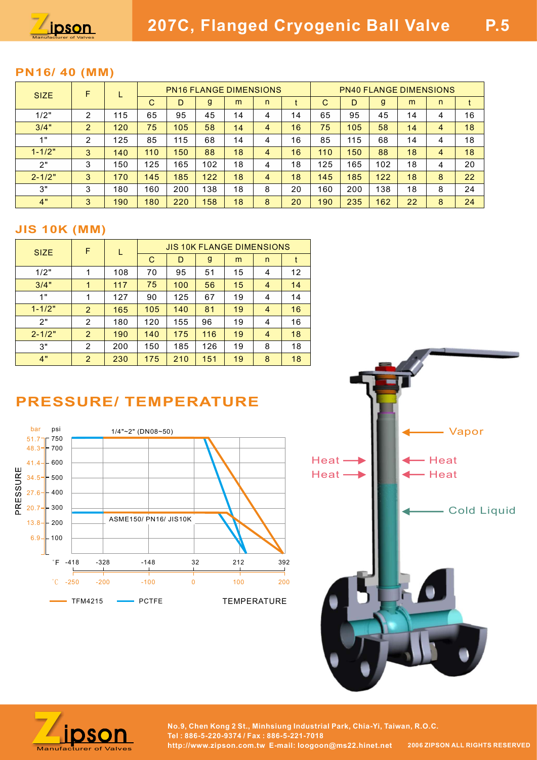## 207C, Flanged Cryogenic Ball Valve

### PN16/ 40 (MM)

| SIZE | F | L | PN16 FLANGE DIMENSIONS | | | | | | PN40 FLANGE DIMENSIONS | | | | | |
|---|---|---|---|---|---|---|---|---|---|---|---|---|---|---|
| | | | C | D | g | m | n | t | C | D | g | m | n | t |
| 1/2" | 2 | 115 | 65 | 95 | 45 | 14 | 4 | 14 | 65 | 95 | 45 | 14 | 4 | 16 |
| 3/4" | 2 | 120 | 75 | 105 | 58 | 14 | 4 | 16 | 75 | 105 | 58 | 14 | 4 | 18 |
| 1" | 2 | 125 | 85 | 115 | 68 | 14 | 4 | 16 | 85 | 115 | 68 | 14 | 4 | 18 |
| 1-1/2" | 3 | 140 | 110 | 150 | 88 | 18 | 4 | 16 | 110 | 150 | 88 | 18 | 4 | 18 |
| 2" | 3 | 150 | 125 | 165 | 102 | 18 | 4 | 18 | 125 | 165 | 102 | 18 | 4 | 20 |
| 2-1/2" | 3 | 170 | 145 | 185 | 122 | 18 | 4 | 18 | 145 | 185 | 122 | 18 | 8 | 22 |
| 3" | 3 | 180 | 160 | 200 | 138 | 18 | 8 | 20 | 160 | 200 | 138 | 18 | 8 | 24 |
| 4" | 3 | 190 | 180 | 220 | 158 | 18 | 8 | 20 | 190 | 235 | 162 | 22 | 8 | 24 |

### JIS 10K (MM)

| SIZE | F | L | JIS 10K FLANGE DIMENSIONS | | | | | |
|---|---|---|---|---|---|---|---|---|
| | | | C | D | g | m | n | t |
| 1/2" | 1 | 108 | 70 | 95 | 51 | 15 | 4 | 12 |
| 3/4" | 1 | 117 | 75 | 100 | 56 | 15 | 4 | 14 |
| 1" | 1 | 127 | 90 | 125 | 67 | 19 | 4 | 14 |
| 1-1/2" | 2 | 165 | 105 | 140 | 81 | 19 | 4 | 16 |
| 2" | 2 | 180 | 120 | 155 | 96 | 19 | 4 | 16 |
| 2-1/2" | 2 | 190 | 140 | 175 | 116 | 19 | 4 | 18 |
| 3" | 2 | 200 | 150 | 185 | 126 | 19 | 8 | 18 |
| 4" | 2 | 230 | 175 | 210 | 151 | 19 | 8 | 18 |

## PRESSURE/ TEMPERATURE

PRESSURE

bar: 51.7, 48.3, 41.4, 34.5, 27.6, 20.7, 13.8, 6.9

psi: 750, 700, 600, 500, 400, 300, 200, 100

1/4"~2" (DN08~50)

ASME150/ PN16/ JIS10K

°F: -418, -328, -148, 32, 212, 392

°C: -250, -200, -100, 0, 100, 200

TFM4215 — PCTFE

TEMPERATURE

Vapor

Heat → ← Heat

Heat → ← Heat

Cold Liquid

No.9, Chen Kong 2 St., Minhsiung Industrial Park, Chia-Yi, Taiwan, R.O.C.
Tel : 886-5-220-9374 / Fax : 886-5-221-7018
http://www.zipson.com.tw E-mail: loogoon@ms22.hinet.net 2006 ZIPSON ALL RIGHTS RESERVED